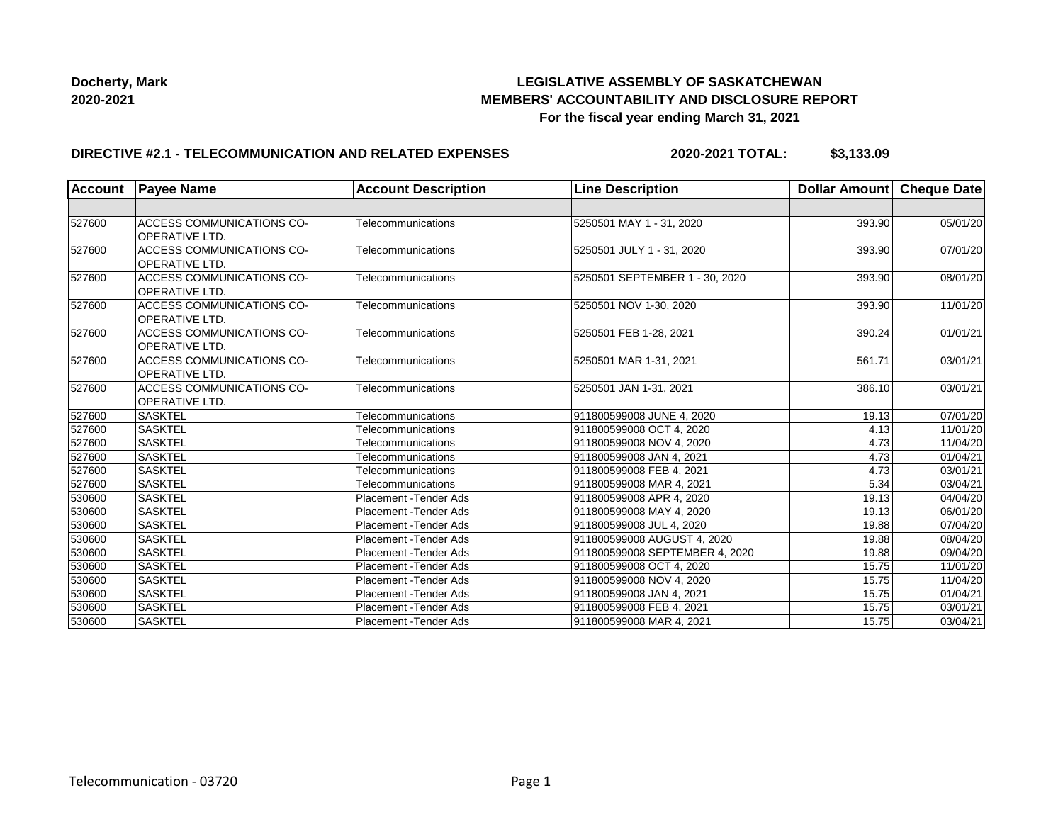**Docherty, Mark**
**2020-2021**

# LEGISLATIVE ASSEMBLY OF SASKATCHEWAN
## MEMBERS' ACCOUNTABILITY AND DISCLOSURE REPORT
### For the fiscal year ending March 31, 2021

**DIRECTIVE #2.1 - TELECOMMUNICATION AND RELATED EXPENSES** **2020-2021 TOTAL: $3,133.09**

| Account | Payee Name | Account Description | Line Description | Dollar Amount | Cheque Date |
|---|---|---|---|---|---|
| | | | | | |
| 527600 | ACCESS COMMUNICATIONS CO-OPERATIVE LTD. | Telecommunications | 5250501 MAY 1 - 31, 2020 | 393.90 | 05/01/20 |
| 527600 | ACCESS COMMUNICATIONS CO-OPERATIVE LTD. | Telecommunications | 5250501 JULY 1 - 31, 2020 | 393.90 | 07/01/20 |
| 527600 | ACCESS COMMUNICATIONS CO-OPERATIVE LTD. | Telecommunications | 5250501 SEPTEMBER 1 - 30, 2020 | 393.90 | 08/01/20 |
| 527600 | ACCESS COMMUNICATIONS CO-OPERATIVE LTD. | Telecommunications | 5250501 NOV 1-30, 2020 | 393.90 | 11/01/20 |
| 527600 | ACCESS COMMUNICATIONS CO-OPERATIVE LTD. | Telecommunications | 5250501 FEB 1-28, 2021 | 390.24 | 01/01/21 |
| 527600 | ACCESS COMMUNICATIONS CO-OPERATIVE LTD. | Telecommunications | 5250501 MAR 1-31, 2021 | 561.71 | 03/01/21 |
| 527600 | ACCESS COMMUNICATIONS CO-OPERATIVE LTD. | Telecommunications | 5250501 JAN 1-31, 2021 | 386.10 | 03/01/21 |
| 527600 | SASKTEL | Telecommunications | 911800599008 JUNE 4, 2020 | 19.13 | 07/01/20 |
| 527600 | SASKTEL | Telecommunications | 911800599008 OCT 4, 2020 | 4.13 | 11/01/20 |
| 527600 | SASKTEL | Telecommunications | 911800599008 NOV 4, 2020 | 4.73 | 11/04/20 |
| 527600 | SASKTEL | Telecommunications | 911800599008 JAN 4, 2021 | 4.73 | 01/04/21 |
| 527600 | SASKTEL | Telecommunications | 911800599008 FEB 4, 2021 | 4.73 | 03/01/21 |
| 527600 | SASKTEL | Telecommunications | 911800599008 MAR 4, 2021 | 5.34 | 03/04/21 |
| 530600 | SASKTEL | Placement -Tender Ads | 911800599008 APR 4, 2020 | 19.13 | 04/04/20 |
| 530600 | SASKTEL | Placement -Tender Ads | 911800599008 MAY 4, 2020 | 19.13 | 06/01/20 |
| 530600 | SASKTEL | Placement -Tender Ads | 911800599008 JUL 4, 2020 | 19.88 | 07/04/20 |
| 530600 | SASKTEL | Placement -Tender Ads | 911800599008 AUGUST 4, 2020 | 19.88 | 08/04/20 |
| 530600 | SASKTEL | Placement -Tender Ads | 911800599008 SEPTEMBER 4, 2020 | 19.88 | 09/04/20 |
| 530600 | SASKTEL | Placement -Tender Ads | 911800599008 OCT 4, 2020 | 15.75 | 11/01/20 |
| 530600 | SASKTEL | Placement -Tender Ads | 911800599008 NOV 4, 2020 | 15.75 | 11/04/20 |
| 530600 | SASKTEL | Placement -Tender Ads | 911800599008 JAN 4, 2021 | 15.75 | 01/04/21 |
| 530600 | SASKTEL | Placement -Tender Ads | 911800599008 FEB 4, 2021 | 15.75 | 03/01/21 |
| 530600 | SASKTEL | Placement -Tender Ads | 911800599008 MAR 4, 2021 | 15.75 | 03/04/21 |

Telecommunication - 03720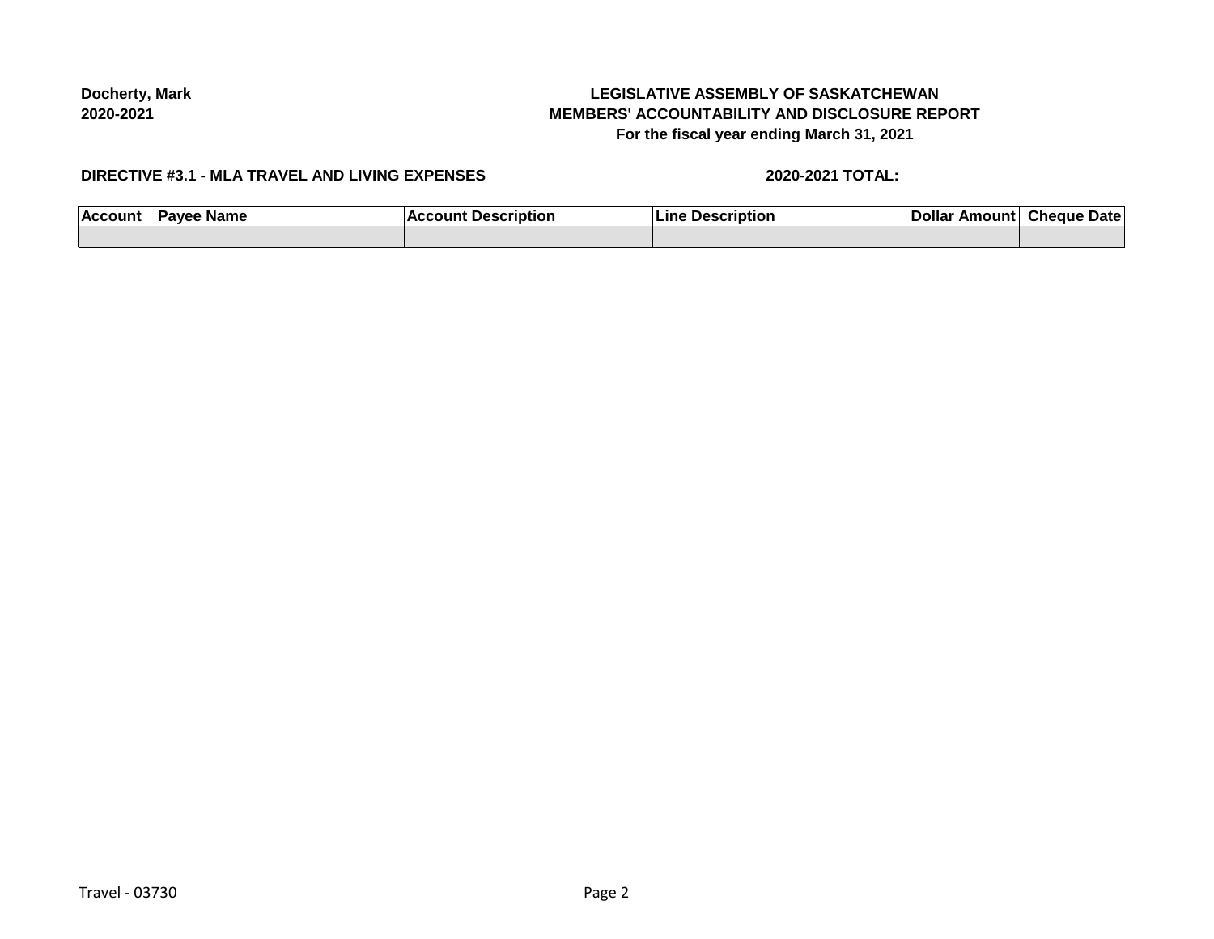Docherty, Mark
2020-2021

**LEGISLATIVE ASSEMBLY OF SASKATCHEWAN**
**MEMBERS' ACCOUNTABILITY AND DISCLOSURE REPORT**
**For the fiscal year ending March 31, 2021**

**DIRECTIVE #3.1 - MLA TRAVEL AND LIVING EXPENSES**

**2020-2021 TOTAL:**

| Account | Payee Name | Account Description | Line Description | Dollar Amount | Cheque Date |
|---|---|---|---|---|---|
| | | | | | |

Travel - 03730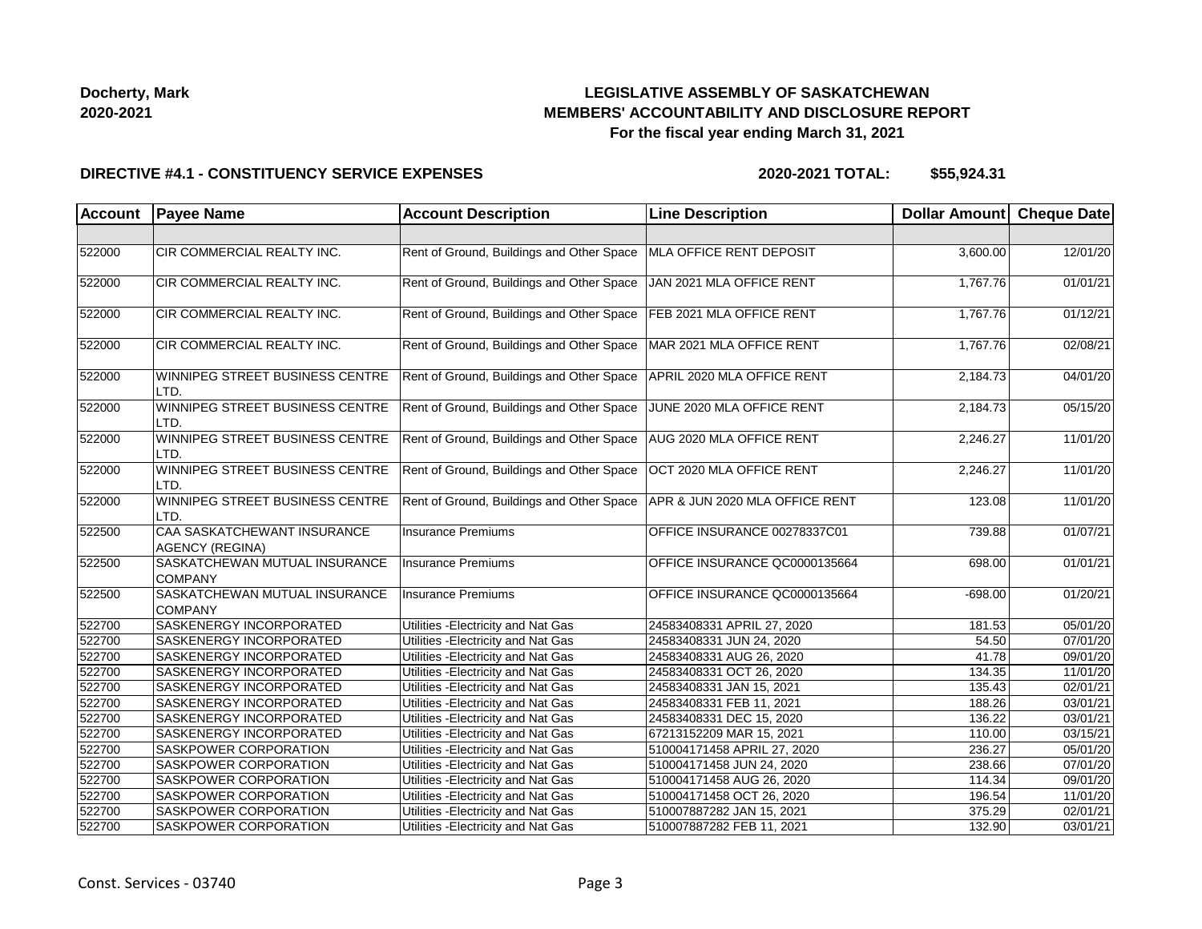**Docherty, Mark**
**2020-2021**

# LEGISLATIVE ASSEMBLY OF SASKATCHEWAN
## MEMBERS' ACCOUNTABILITY AND DISCLOSURE REPORT
### For the fiscal year ending March 31, 2021

**DIRECTIVE #4.1 - CONSTITUENCY SERVICE EXPENSES** **2020-2021 TOTAL: $55,924.31**

| Account | Payee Name | Account Description | Line Description | Dollar Amount | Cheque Date |
|---|---|---|---|---|---|
| | | | | | |
| 522000 | CIR COMMERCIAL REALTY INC. | Rent of Ground, Buildings and Other Space | MLA OFFICE RENT DEPOSIT | 3,600.00 | 12/01/20 |
| 522000 | CIR COMMERCIAL REALTY INC. | Rent of Ground, Buildings and Other Space | JAN 2021 MLA OFFICE RENT | 1,767.76 | 01/01/21 |
| 522000 | CIR COMMERCIAL REALTY INC. | Rent of Ground, Buildings and Other Space | FEB 2021 MLA OFFICE RENT | 1,767.76 | 01/12/21 |
| 522000 | CIR COMMERCIAL REALTY INC. | Rent of Ground, Buildings and Other Space | MAR 2021 MLA OFFICE RENT | 1,767.76 | 02/08/21 |
| 522000 | WINNIPEG STREET BUSINESS CENTRE LTD. | Rent of Ground, Buildings and Other Space | APRIL 2020 MLA OFFICE RENT | 2,184.73 | 04/01/20 |
| 522000 | WINNIPEG STREET BUSINESS CENTRE LTD. | Rent of Ground, Buildings and Other Space | JUNE 2020 MLA OFFICE RENT | 2,184.73 | 05/15/20 |
| 522000 | WINNIPEG STREET BUSINESS CENTRE LTD. | Rent of Ground, Buildings and Other Space | AUG 2020 MLA OFFICE RENT | 2,246.27 | 11/01/20 |
| 522000 | WINNIPEG STREET BUSINESS CENTRE LTD. | Rent of Ground, Buildings and Other Space | OCT 2020 MLA OFFICE RENT | 2,246.27 | 11/01/20 |
| 522000 | WINNIPEG STREET BUSINESS CENTRE LTD. | Rent of Ground, Buildings and Other Space | APR & JUN 2020 MLA OFFICE RENT | 123.08 | 11/01/20 |
| 522500 | CAA SASKATCHEWANT INSURANCE AGENCY (REGINA) | Insurance Premiums | OFFICE INSURANCE 00278337C01 | 739.88 | 01/07/21 |
| 522500 | SASKATCHEWAN MUTUAL INSURANCE COMPANY | Insurance Premiums | OFFICE INSURANCE QC0000135664 | 698.00 | 01/01/21 |
| 522500 | SASKATCHEWAN MUTUAL INSURANCE COMPANY | Insurance Premiums | OFFICE INSURANCE QC0000135664 | -698.00 | 01/20/21 |
| 522700 | SASKENERGY INCORPORATED | Utilities -Electricity and Nat Gas | 24583408331 APRIL 27, 2020 | 181.53 | 05/01/20 |
| 522700 | SASKENERGY INCORPORATED | Utilities -Electricity and Nat Gas | 24583408331 JUN 24, 2020 | 54.50 | 07/01/20 |
| 522700 | SASKENERGY INCORPORATED | Utilities -Electricity and Nat Gas | 24583408331 AUG 26, 2020 | 41.78 | 09/01/20 |
| 522700 | SASKENERGY INCORPORATED | Utilities -Electricity and Nat Gas | 24583408331 OCT 26, 2020 | 134.35 | 11/01/20 |
| 522700 | SASKENERGY INCORPORATED | Utilities -Electricity and Nat Gas | 24583408331 JAN 15, 2021 | 135.43 | 02/01/21 |
| 522700 | SASKENERGY INCORPORATED | Utilities -Electricity and Nat Gas | 24583408331 FEB 11, 2021 | 188.26 | 03/01/21 |
| 522700 | SASKENERGY INCORPORATED | Utilities -Electricity and Nat Gas | 24583408331 DEC 15, 2020 | 136.22 | 03/01/21 |
| 522700 | SASKENERGY INCORPORATED | Utilities -Electricity and Nat Gas | 67213152209 MAR 15, 2021 | 110.00 | 03/15/21 |
| 522700 | SASKPOWER CORPORATION | Utilities -Electricity and Nat Gas | 510004171458 APRIL 27, 2020 | 236.27 | 05/01/20 |
| 522700 | SASKPOWER CORPORATION | Utilities -Electricity and Nat Gas | 510004171458 JUN 24, 2020 | 238.66 | 07/01/20 |
| 522700 | SASKPOWER CORPORATION | Utilities -Electricity and Nat Gas | 510004171458 AUG 26, 2020 | 114.34 | 09/01/20 |
| 522700 | SASKPOWER CORPORATION | Utilities -Electricity and Nat Gas | 510004171458 OCT 26, 2020 | 196.54 | 11/01/20 |
| 522700 | SASKPOWER CORPORATION | Utilities -Electricity and Nat Gas | 510007887282 JAN 15, 2021 | 375.29 | 02/01/21 |
| 522700 | SASKPOWER CORPORATION | Utilities -Electricity and Nat Gas | 510007887282 FEB 11, 2021 | 132.90 | 03/01/21 |

Const. Services - 03740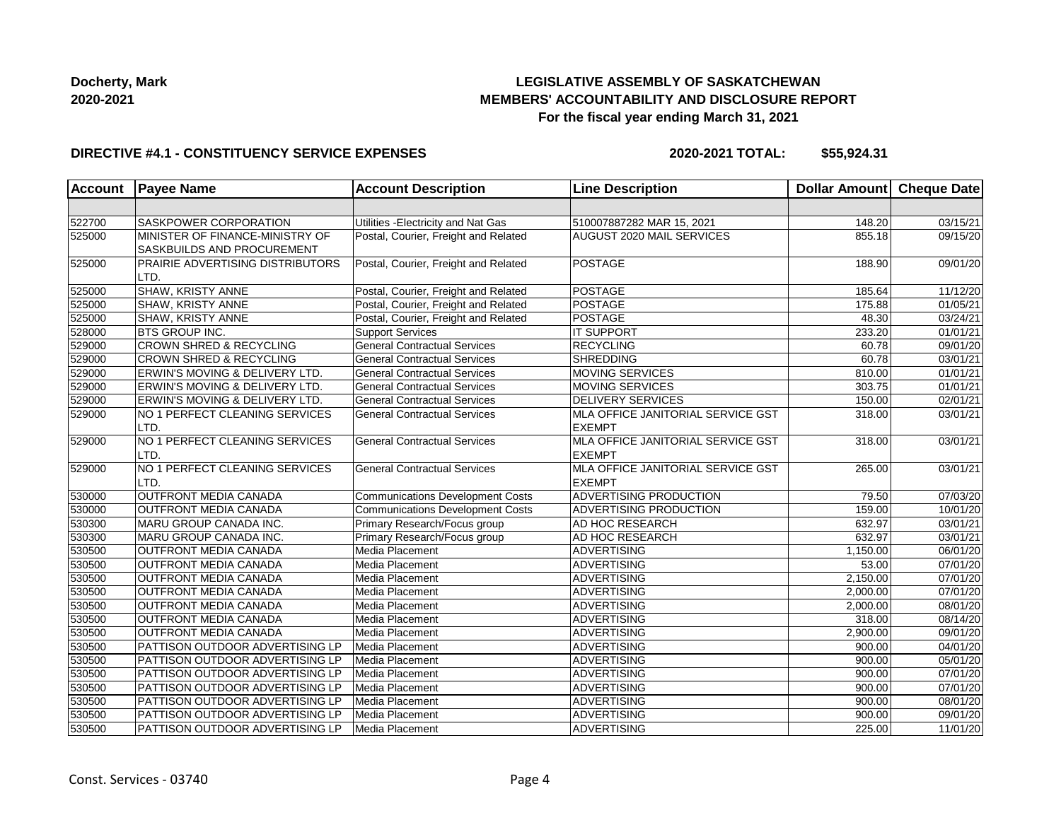**Docherty, Mark**
**2020-2021**

# LEGISLATIVE ASSEMBLY OF SASKATCHEWAN
## MEMBERS' ACCOUNTABILITY AND DISCLOSURE REPORT
### For the fiscal year ending March 31, 2021

**DIRECTIVE #4.1 - CONSTITUENCY SERVICE EXPENSES** **2020-2021 TOTAL: $55,924.31**

| Account | Payee Name | Account Description | Line Description | Dollar Amount | Cheque Date |
|---|---|---|---|---|---|
| | | | | | |
| 522700 | SASKPOWER CORPORATION | Utilities -Electricity and Nat Gas | 510007887282 MAR 15, 2021 | 148.20 | 03/15/21 |
| 525000 | MINISTER OF FINANCE-MINISTRY OF SASKBUILDS AND PROCUREMENT | Postal, Courier, Freight and Related | AUGUST 2020 MAIL SERVICES | 855.18 | 09/15/20 |
| 525000 | PRAIRIE ADVERTISING DISTRIBUTORS LTD. | Postal, Courier, Freight and Related | POSTAGE | 188.90 | 09/01/20 |
| 525000 | SHAW, KRISTY ANNE | Postal, Courier, Freight and Related | POSTAGE | 185.64 | 11/12/20 |
| 525000 | SHAW, KRISTY ANNE | Postal, Courier, Freight and Related | POSTAGE | 175.88 | 01/05/21 |
| 525000 | SHAW, KRISTY ANNE | Postal, Courier, Freight and Related | POSTAGE | 48.30 | 03/24/21 |
| 528000 | BTS GROUP INC. | Support Services | IT SUPPORT | 233.20 | 01/01/21 |
| 529000 | CROWN SHRED & RECYCLING | General Contractual Services | RECYCLING | 60.78 | 09/01/20 |
| 529000 | CROWN SHRED & RECYCLING | General Contractual Services | SHREDDING | 60.78 | 03/01/21 |
| 529000 | ERWIN'S MOVING & DELIVERY LTD. | General Contractual Services | MOVING SERVICES | 810.00 | 01/01/21 |
| 529000 | ERWIN'S MOVING & DELIVERY LTD. | General Contractual Services | MOVING SERVICES | 303.75 | 01/01/21 |
| 529000 | ERWIN'S MOVING & DELIVERY LTD. | General Contractual Services | DELIVERY SERVICES | 150.00 | 02/01/21 |
| 529000 | NO 1 PERFECT CLEANING SERVICES LTD. | General Contractual Services | MLA OFFICE JANITORIAL SERVICE GST EXEMPT | 318.00 | 03/01/21 |
| 529000 | NO 1 PERFECT CLEANING SERVICES LTD. | General Contractual Services | MLA OFFICE JANITORIAL SERVICE GST EXEMPT | 318.00 | 03/01/21 |
| 529000 | NO 1 PERFECT CLEANING SERVICES LTD. | General Contractual Services | MLA OFFICE JANITORIAL SERVICE GST EXEMPT | 265.00 | 03/01/21 |
| 530000 | OUTFRONT MEDIA CANADA | Communications Development Costs | ADVERTISING PRODUCTION | 79.50 | 07/03/20 |
| 530000 | OUTFRONT MEDIA CANADA | Communications Development Costs | ADVERTISING PRODUCTION | 159.00 | 10/01/20 |
| 530300 | MARU GROUP CANADA INC. | Primary Research/Focus group | AD HOC RESEARCH | 632.97 | 03/01/21 |
| 530300 | MARU GROUP CANADA INC. | Primary Research/Focus group | AD HOC RESEARCH | 632.97 | 03/01/21 |
| 530500 | OUTFRONT MEDIA CANADA | Media Placement | ADVERTISING | 1,150.00 | 06/01/20 |
| 530500 | OUTFRONT MEDIA CANADA | Media Placement | ADVERTISING | 53.00 | 07/01/20 |
| 530500 | OUTFRONT MEDIA CANADA | Media Placement | ADVERTISING | 2,150.00 | 07/01/20 |
| 530500 | OUTFRONT MEDIA CANADA | Media Placement | ADVERTISING | 2,000.00 | 07/01/20 |
| 530500 | OUTFRONT MEDIA CANADA | Media Placement | ADVERTISING | 2,000.00 | 08/01/20 |
| 530500 | OUTFRONT MEDIA CANADA | Media Placement | ADVERTISING | 318.00 | 08/14/20 |
| 530500 | OUTFRONT MEDIA CANADA | Media Placement | ADVERTISING | 2,900.00 | 09/01/20 |
| 530500 | PATTISON OUTDOOR ADVERTISING LP | Media Placement | ADVERTISING | 900.00 | 04/01/20 |
| 530500 | PATTISON OUTDOOR ADVERTISING LP | Media Placement | ADVERTISING | 900.00 | 05/01/20 |
| 530500 | PATTISON OUTDOOR ADVERTISING LP | Media Placement | ADVERTISING | 900.00 | 07/01/20 |
| 530500 | PATTISON OUTDOOR ADVERTISING LP | Media Placement | ADVERTISING | 900.00 | 07/01/20 |
| 530500 | PATTISON OUTDOOR ADVERTISING LP | Media Placement | ADVERTISING | 900.00 | 08/01/20 |
| 530500 | PATTISON OUTDOOR ADVERTISING LP | Media Placement | ADVERTISING | 900.00 | 09/01/20 |
| 530500 | PATTISON OUTDOOR ADVERTISING LP | Media Placement | ADVERTISING | 225.00 | 11/01/20 |

Const. Services - 03740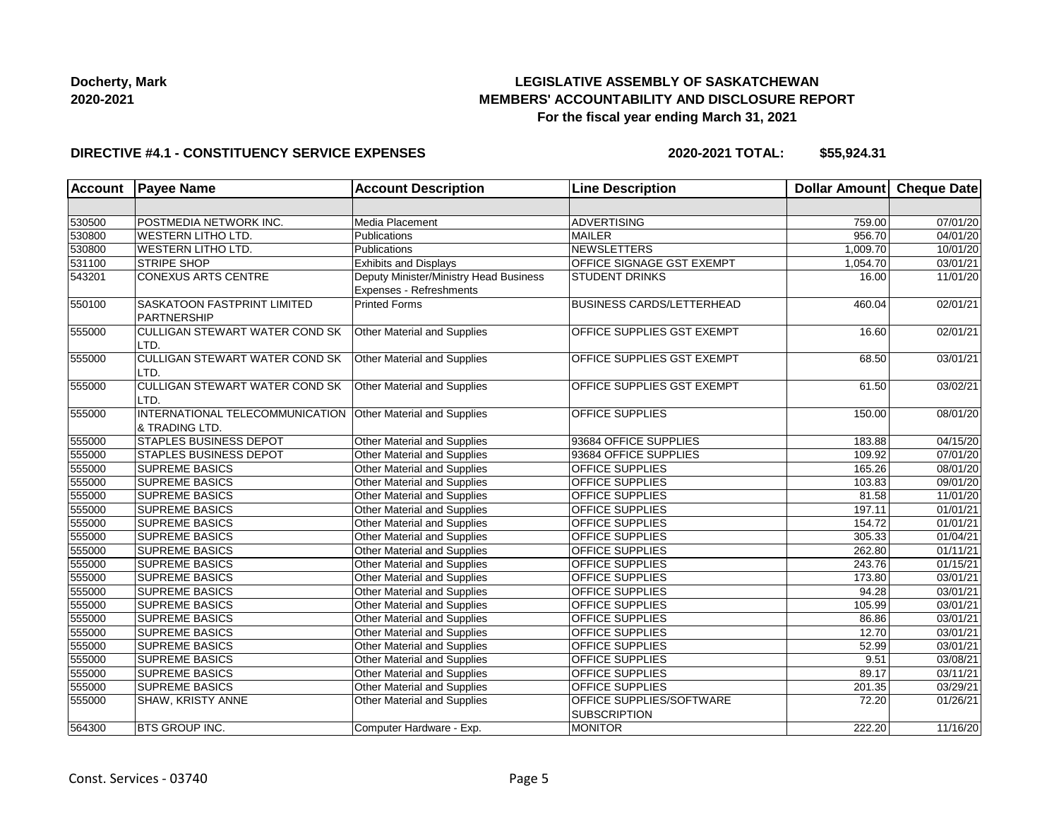**Docherty, Mark**
**2020-2021**

## LEGISLATIVE ASSEMBLY OF SASKATCHEWAN
## MEMBERS' ACCOUNTABILITY AND DISCLOSURE REPORT
### For the fiscal year ending March 31, 2021

**DIRECTIVE #4.1 - CONSTITUENCY SERVICE EXPENSES** **2020-2021 TOTAL: $55,924.31**

| Account | Payee Name | Account Description | Line Description | Dollar Amount | Cheque Date |
|---|---|---|---|---|---|
| | | | | | |
| 530500 | POSTMEDIA NETWORK INC. | Media Placement | ADVERTISING | 759.00 | 07/01/20 |
| 530800 | WESTERN LITHO LTD. | Publications | MAILER | 956.70 | 04/01/20 |
| 530800 | WESTERN LITHO LTD. | Publications | NEWSLETTERS | 1,009.70 | 10/01/20 |
| 531100 | STRIPE SHOP | Exhibits and Displays | OFFICE SIGNAGE GST EXEMPT | 1,054.70 | 03/01/21 |
| 543201 | CONEXUS ARTS CENTRE | Deputy Minister/Ministry Head Business Expenses - Refreshments | STUDENT DRINKS | 16.00 | 11/01/20 |
| 550100 | SASKATOON FASTPRINT LIMITED PARTNERSHIP | Printed Forms | BUSINESS CARDS/LETTERHEAD | 460.04 | 02/01/21 |
| 555000 | CULLIGAN STEWART WATER COND SK LTD. | Other Material and Supplies | OFFICE SUPPLIES GST EXEMPT | 16.60 | 02/01/21 |
| 555000 | CULLIGAN STEWART WATER COND SK LTD. | Other Material and Supplies | OFFICE SUPPLIES GST EXEMPT | 68.50 | 03/01/21 |
| 555000 | CULLIGAN STEWART WATER COND SK LTD. | Other Material and Supplies | OFFICE SUPPLIES GST EXEMPT | 61.50 | 03/02/21 |
| 555000 | INTERNATIONAL TELECOMMUNICATION & TRADING LTD. | Other Material and Supplies | OFFICE SUPPLIES | 150.00 | 08/01/20 |
| 555000 | STAPLES BUSINESS DEPOT | Other Material and Supplies | 93684 OFFICE SUPPLIES | 183.88 | 04/15/20 |
| 555000 | STAPLES BUSINESS DEPOT | Other Material and Supplies | 93684 OFFICE SUPPLIES | 109.92 | 07/01/20 |
| 555000 | SUPREME BASICS | Other Material and Supplies | OFFICE SUPPLIES | 165.26 | 08/01/20 |
| 555000 | SUPREME BASICS | Other Material and Supplies | OFFICE SUPPLIES | 103.83 | 09/01/20 |
| 555000 | SUPREME BASICS | Other Material and Supplies | OFFICE SUPPLIES | 81.58 | 11/01/20 |
| 555000 | SUPREME BASICS | Other Material and Supplies | OFFICE SUPPLIES | 197.11 | 01/01/21 |
| 555000 | SUPREME BASICS | Other Material and Supplies | OFFICE SUPPLIES | 154.72 | 01/01/21 |
| 555000 | SUPREME BASICS | Other Material and Supplies | OFFICE SUPPLIES | 305.33 | 01/04/21 |
| 555000 | SUPREME BASICS | Other Material and Supplies | OFFICE SUPPLIES | 262.80 | 01/11/21 |
| 555000 | SUPREME BASICS | Other Material and Supplies | OFFICE SUPPLIES | 243.76 | 01/15/21 |
| 555000 | SUPREME BASICS | Other Material and Supplies | OFFICE SUPPLIES | 173.80 | 03/01/21 |
| 555000 | SUPREME BASICS | Other Material and Supplies | OFFICE SUPPLIES | 94.28 | 03/01/21 |
| 555000 | SUPREME BASICS | Other Material and Supplies | OFFICE SUPPLIES | 105.99 | 03/01/21 |
| 555000 | SUPREME BASICS | Other Material and Supplies | OFFICE SUPPLIES | 86.86 | 03/01/21 |
| 555000 | SUPREME BASICS | Other Material and Supplies | OFFICE SUPPLIES | 12.70 | 03/01/21 |
| 555000 | SUPREME BASICS | Other Material and Supplies | OFFICE SUPPLIES | 52.99 | 03/01/21 |
| 555000 | SUPREME BASICS | Other Material and Supplies | OFFICE SUPPLIES | 9.51 | 03/08/21 |
| 555000 | SUPREME BASICS | Other Material and Supplies | OFFICE SUPPLIES | 89.17 | 03/11/21 |
| 555000 | SUPREME BASICS | Other Material and Supplies | OFFICE SUPPLIES | 201.35 | 03/29/21 |
| 555000 | SHAW, KRISTY ANNE | Other Material and Supplies | OFFICE SUPPLIES/SOFTWARE SUBSCRIPTION | 72.20 | 01/26/21 |
| 564300 | BTS GROUP INC. | Computer Hardware - Exp. | MONITOR | 222.20 | 11/16/20 |

Const. Services - 03740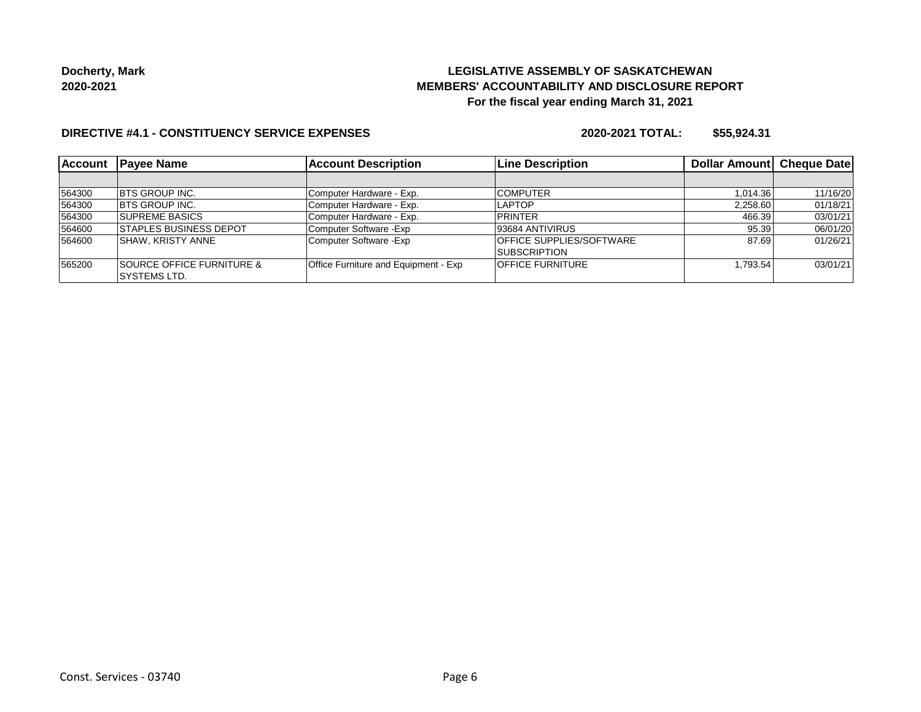**Docherty, Mark**
**2020-2021**

**LEGISLATIVE ASSEMBLY OF SASKATCHEWAN**
**MEMBERS' ACCOUNTABILITY AND DISCLOSURE REPORT**
**For the fiscal year ending March 31, 2021**

**DIRECTIVE #4.1 - CONSTITUENCY SERVICE EXPENSES** **2020-2021 TOTAL: $55,924.31**

| Account | Payee Name | Account Description | Line Description | Dollar Amount | Cheque Date |
|---|---|---|---|---|---|
| | | | | | |
| 564300 | BTS GROUP INC. | Computer Hardware - Exp. | COMPUTER | 1,014.36 | 11/16/20 |
| 564300 | BTS GROUP INC. | Computer Hardware - Exp. | LAPTOP | 2,258.60 | 01/18/21 |
| 564300 | SUPREME BASICS | Computer Hardware - Exp. | PRINTER | 466.39 | 03/01/21 |
| 564600 | STAPLES BUSINESS DEPOT | Computer Software -Exp | 93684 ANTIVIRUS | 95.39 | 06/01/20 |
| 564600 | SHAW, KRISTY ANNE | Computer Software -Exp | OFFICE SUPPLIES/SOFTWARE SUBSCRIPTION | 87.69 | 01/26/21 |
| 565200 | SOURCE OFFICE FURNITURE & SYSTEMS LTD. | Office Furniture and Equipment - Exp | OFFICE FURNITURE | 1,793.54 | 03/01/21 |

Const. Services - 03740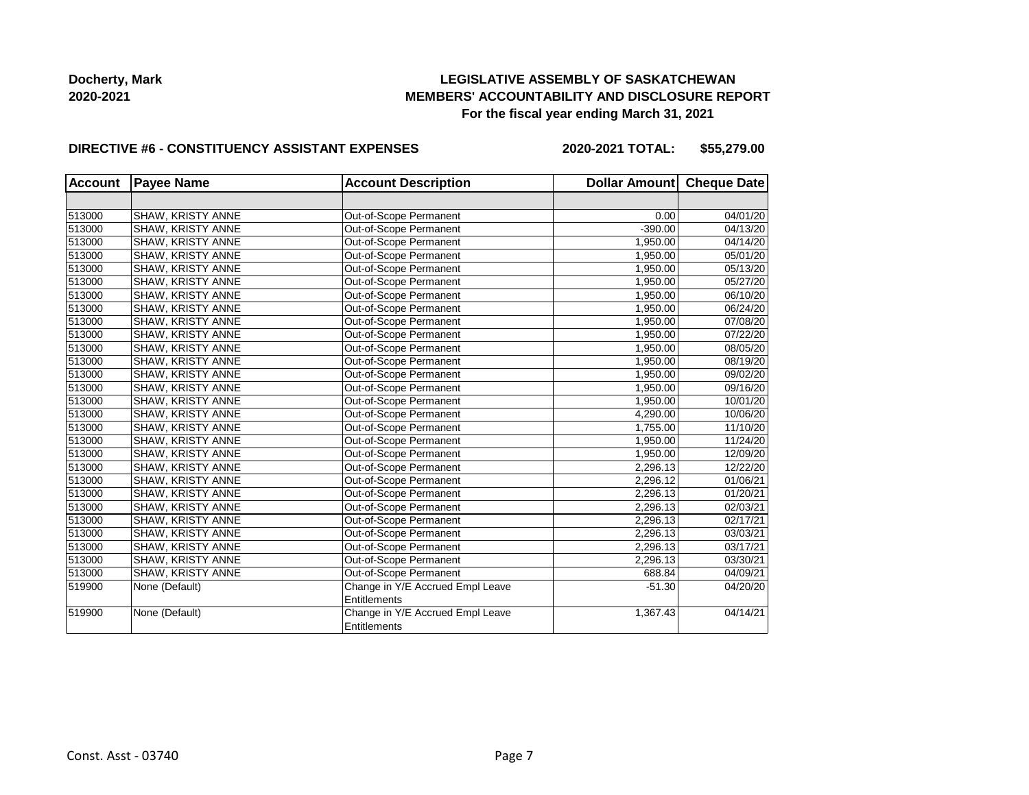**Docherty, Mark**
**2020-2021**

# LEGISLATIVE ASSEMBLY OF SASKATCHEWAN
## MEMBERS' ACCOUNTABILITY AND DISCLOSURE REPORT
### For the fiscal year ending March 31, 2021

**DIRECTIVE #6 - CONSTITUENCY ASSISTANT EXPENSES** **2020-2021 TOTAL: $55,279.00**

| Account | Payee Name | Account Description | Dollar Amount | Cheque Date |
|---|---|---|---|---|
| | | | | |
| 513000 | SHAW, KRISTY ANNE | Out-of-Scope Permanent | 0.00 | 04/01/20 |
| 513000 | SHAW, KRISTY ANNE | Out-of-Scope Permanent | -390.00 | 04/13/20 |
| 513000 | SHAW, KRISTY ANNE | Out-of-Scope Permanent | 1,950.00 | 04/14/20 |
| 513000 | SHAW, KRISTY ANNE | Out-of-Scope Permanent | 1,950.00 | 05/01/20 |
| 513000 | SHAW, KRISTY ANNE | Out-of-Scope Permanent | 1,950.00 | 05/13/20 |
| 513000 | SHAW, KRISTY ANNE | Out-of-Scope Permanent | 1,950.00 | 05/27/20 |
| 513000 | SHAW, KRISTY ANNE | Out-of-Scope Permanent | 1,950.00 | 06/10/20 |
| 513000 | SHAW, KRISTY ANNE | Out-of-Scope Permanent | 1,950.00 | 06/24/20 |
| 513000 | SHAW, KRISTY ANNE | Out-of-Scope Permanent | 1,950.00 | 07/08/20 |
| 513000 | SHAW, KRISTY ANNE | Out-of-Scope Permanent | 1,950.00 | 07/22/20 |
| 513000 | SHAW, KRISTY ANNE | Out-of-Scope Permanent | 1,950.00 | 08/05/20 |
| 513000 | SHAW, KRISTY ANNE | Out-of-Scope Permanent | 1,950.00 | 08/19/20 |
| 513000 | SHAW, KRISTY ANNE | Out-of-Scope Permanent | 1,950.00 | 09/02/20 |
| 513000 | SHAW, KRISTY ANNE | Out-of-Scope Permanent | 1,950.00 | 09/16/20 |
| 513000 | SHAW, KRISTY ANNE | Out-of-Scope Permanent | 1,950.00 | 10/01/20 |
| 513000 | SHAW, KRISTY ANNE | Out-of-Scope Permanent | 4,290.00 | 10/06/20 |
| 513000 | SHAW, KRISTY ANNE | Out-of-Scope Permanent | 1,755.00 | 11/10/20 |
| 513000 | SHAW, KRISTY ANNE | Out-of-Scope Permanent | 1,950.00 | 11/24/20 |
| 513000 | SHAW, KRISTY ANNE | Out-of-Scope Permanent | 1,950.00 | 12/09/20 |
| 513000 | SHAW, KRISTY ANNE | Out-of-Scope Permanent | 2,296.13 | 12/22/20 |
| 513000 | SHAW, KRISTY ANNE | Out-of-Scope Permanent | 2,296.12 | 01/06/21 |
| 513000 | SHAW, KRISTY ANNE | Out-of-Scope Permanent | 2,296.13 | 01/20/21 |
| 513000 | SHAW, KRISTY ANNE | Out-of-Scope Permanent | 2,296.13 | 02/03/21 |
| 513000 | SHAW, KRISTY ANNE | Out-of-Scope Permanent | 2,296.13 | 02/17/21 |
| 513000 | SHAW, KRISTY ANNE | Out-of-Scope Permanent | 2,296.13 | 03/03/21 |
| 513000 | SHAW, KRISTY ANNE | Out-of-Scope Permanent | 2,296.13 | 03/17/21 |
| 513000 | SHAW, KRISTY ANNE | Out-of-Scope Permanent | 2,296.13 | 03/30/21 |
| 513000 | SHAW, KRISTY ANNE | Out-of-Scope Permanent | 688.84 | 04/09/21 |
| 519900 | None (Default) | Change in Y/E Accrued Empl Leave Entitlements | -51.30 | 04/20/20 |
| 519900 | None (Default) | Change in Y/E Accrued Empl Leave Entitlements | 1,367.43 | 04/14/21 |

Const. Asst - 03740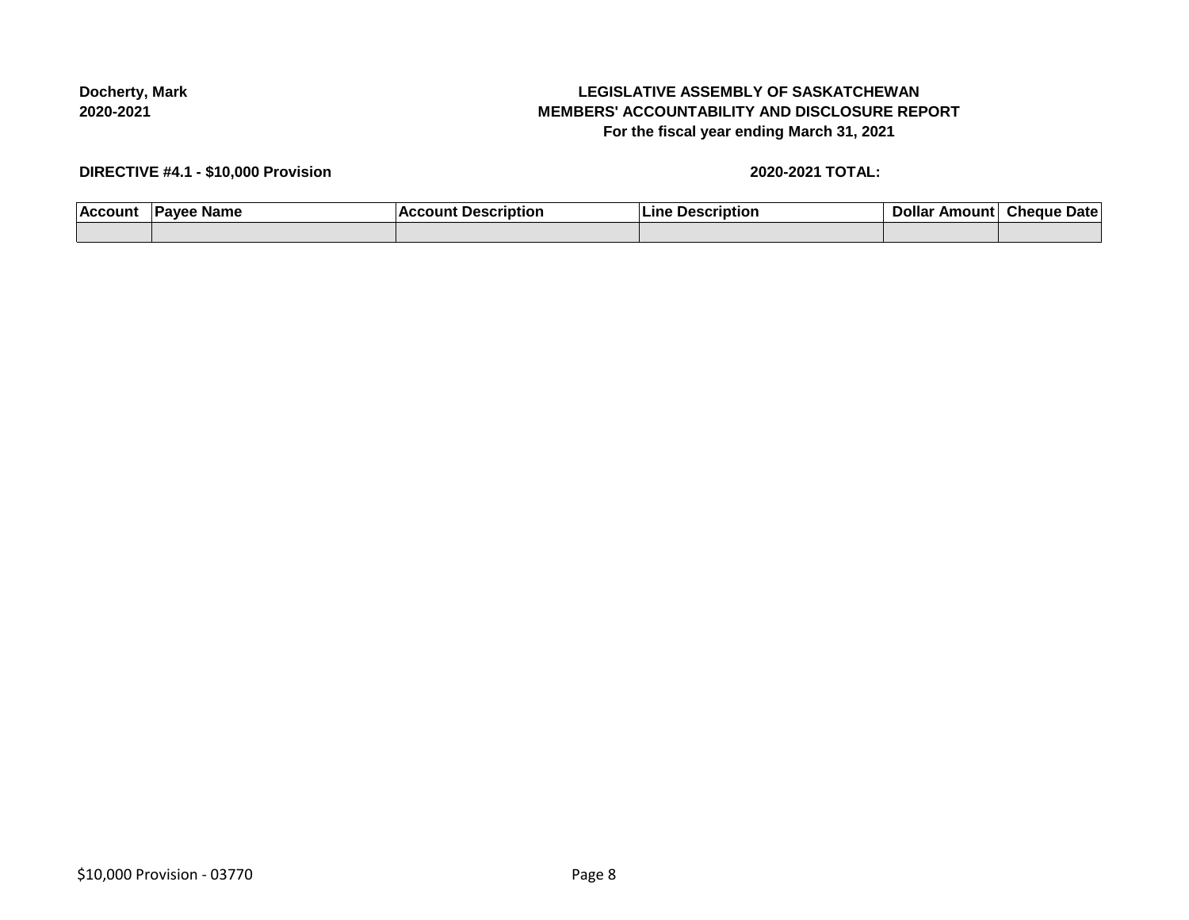**Docherty, Mark**
**2020-2021**

**LEGISLATIVE ASSEMBLY OF SASKATCHEWAN**
**MEMBERS' ACCOUNTABILITY AND DISCLOSURE REPORT**
**For the fiscal year ending March 31, 2021**

**DIRECTIVE #4.1 - $10,000 Provision**

**2020-2021 TOTAL:**

| Account | Payee Name | Account Description | Line Description | Dollar Amount | Cheque Date |
|---|---|---|---|---|---|
| | | | | | |

$10,000 Provision - 03770